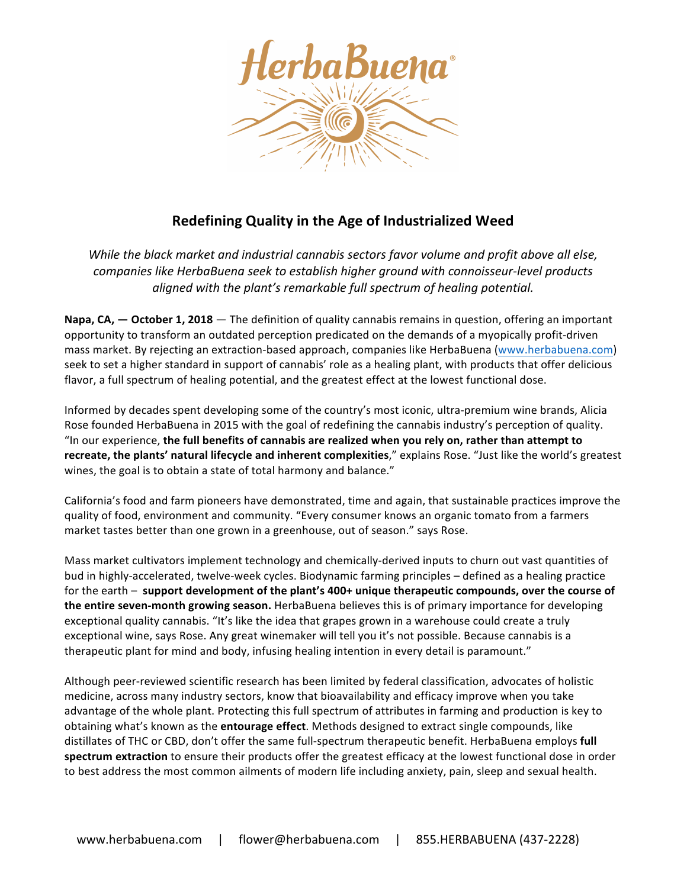# Redefining Quality in the Age of Industrialized Weed

*While the black market and industrial cannabis sectors favor volume and profit above all else, companies like HerbaBuena seek to establish higher ground with connoisseur-level products aligned with the plant's remarkable full spectrum of healing potential.*

**Napa, CA, — October 1, 2018** — The definition of quality cannabis remains in question, offering an important opportunity to transform an outdated perception predicated on the demands of a myopically profit-driven mass market. By rejecting an extraction-based approach, companies like HerbaBuena (www.herbabuena.com) seek to set a higher standard in support of cannabis' role as a healing plant, with products that offer delicious flavor, a full spectrum of healing potential, and the greatest effect at the lowest functional dose.

Informed by decades spent developing some of the country's most iconic, ultra-premium wine brands, Alicia Rose founded HerbaBuena in 2015 with the goal of redefining the cannabis industry's perception of quality. "In our experience, **the full benefits of cannabis are realized when you rely on, rather than attempt to recreate, the plants' natural lifecycle and inherent complexities**," explains Rose. "Just like the world's greatest wines, the goal is to obtain a state of total harmony and balance."

California's food and farm pioneers have demonstrated, time and again, that sustainable practices improve the quality of food, environment and community. "Every consumer knows an organic tomato from a farmers market tastes better than one grown in a greenhouse, out of season." says Rose.

Mass market cultivators implement technology and chemically-derived inputs to churn out vast quantities of bud in highly-accelerated, twelve-week cycles. Biodynamic farming principles – defined as a healing practice for the earth – **support development of the plant's 400+ unique therapeutic compounds, over the course of the entire seven-month growing season.** HerbaBuena believes this is of primary importance for developing exceptional quality cannabis. "It's like the idea that grapes grown in a warehouse could create a truly exceptional wine, says Rose. Any great winemaker will tell you it's not possible. Because cannabis is a therapeutic plant for mind and body, infusing healing intention in every detail is paramount."

Although peer-reviewed scientific research has been limited by federal classification, advocates of holistic medicine, across many industry sectors, know that bioavailability and efficacy improve when you take advantage of the whole plant. Protecting this full spectrum of attributes in farming and production is key to obtaining what's known as the **entourage effect**. Methods designed to extract single compounds, like distillates of THC or CBD, don't offer the same full-spectrum therapeutic benefit. HerbaBuena employs **full spectrum extraction** to ensure their products offer the greatest efficacy at the lowest functional dose in order to best address the most common ailments of modern life including anxiety, pain, sleep and sexual health.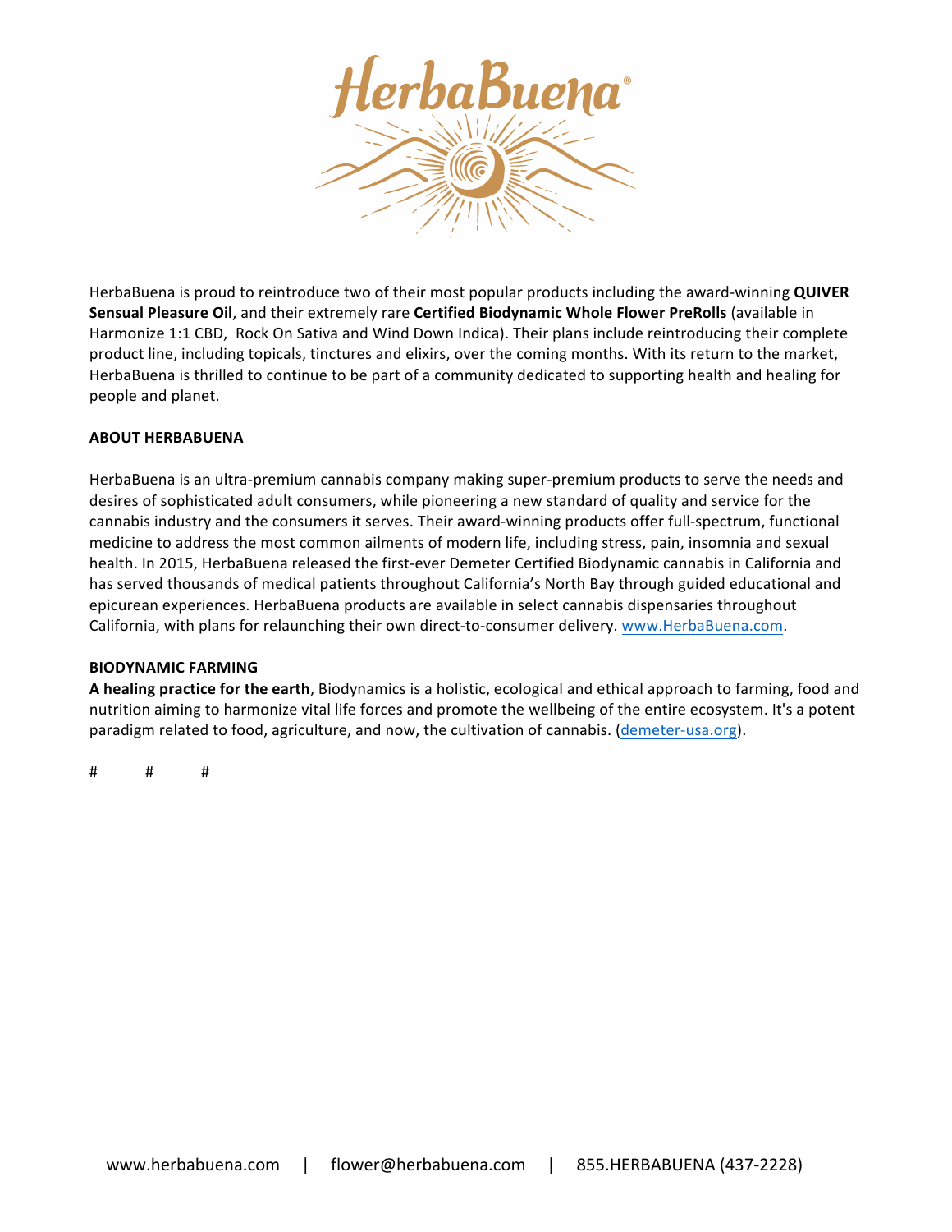HerbaBuena is proud to reintroduce two of their most popular products including the award-winning **QUIVER Sensual Pleasure Oil**, and their extremely rare **Certified Biodynamic Whole Flower PreRolls** (available in Harmonize 1:1 CBD, Rock On Sativa and Wind Down Indica). Their plans include reintroducing their complete product line, including topicals, tinctures and elixirs, over the coming months. With its return to the market, HerbaBuena is thrilled to continue to be part of a community dedicated to supporting health and healing for people and planet.

**ABOUT HERBABUENA**

HerbaBuena is an ultra-premium cannabis company making super-premium products to serve the needs and desires of sophisticated adult consumers, while pioneering a new standard of quality and service for the cannabis industry and the consumers it serves. Their award-winning products offer full-spectrum, functional medicine to address the most common ailments of modern life, including stress, pain, insomnia and sexual health. In 2015, HerbaBuena released the first-ever Demeter Certified Biodynamic cannabis in California and has served thousands of medical patients throughout California's North Bay through guided educational and epicurean experiences. HerbaBuena products are available in select cannabis dispensaries throughout California, with plans for relaunching their own direct-to-consumer delivery. www.HerbaBuena.com.

**BIODYNAMIC FARMING**

**A healing practice for the earth**, Biodynamics is a holistic, ecological and ethical approach to farming, food and nutrition aiming to harmonize vital life forces and promote the wellbeing of the entire ecosystem. It's a potent paradigm related to food, agriculture, and now, the cultivation of cannabis. (demeter-usa.org).

# # #

www.herbabuena.com | flower@herbabuena.com | 855.HERBABUENA (437-2228)